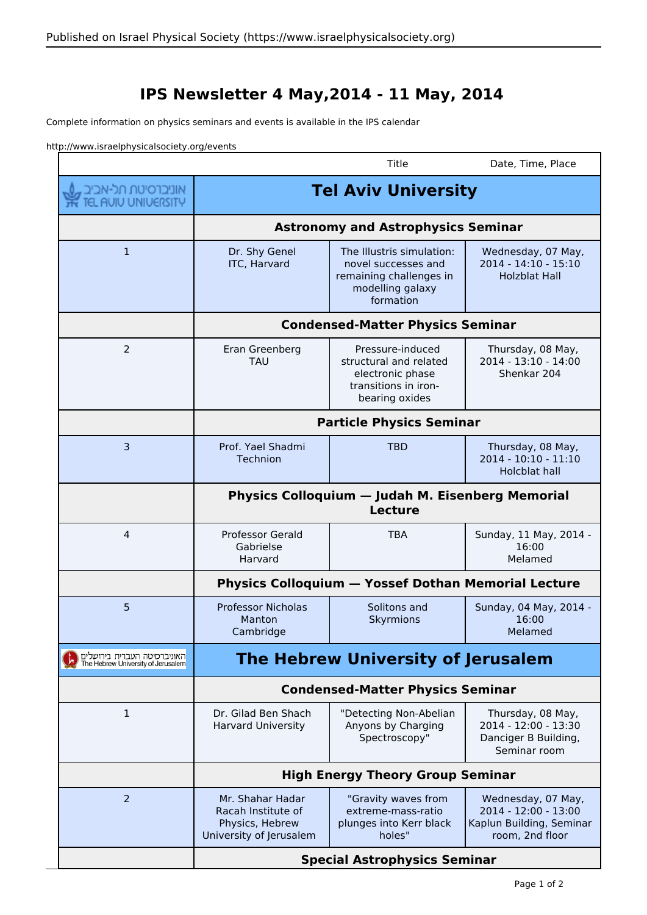# IPS Newsletter 4 May,2014 - 11 May, 2014

Complete information on physics seminars and events is available in the IPS calendar

http://www.israelphysicalsociety.org/events

| | | Title | Date, Time, Place |
|---|---|---|---|
| אוניברסיטת תל-אביב TEL AVIV UNIVERSITY | **Tel Aviv University** | | |
| | **Astronomy and Astrophysics Seminar** | | |
| 1 | Dr. Shy Genel ITC, Harvard | The Illustris simulation: novel successes and remaining challenges in modelling galaxy formation | Wednesday, 07 May, 2014 - 14:10 - 15:10 Holzblat Hall |
| | **Condensed-Matter Physics Seminar** | | |
| 2 | Eran Greenberg TAU | Pressure-induced structural and related electronic phase transitions in iron-bearing oxides | Thursday, 08 May, 2014 - 13:10 - 14:00 Shenkar 204 |
| | **Particle Physics Seminar** | | |
| 3 | Prof. Yael Shadmi Technion | TBD | Thursday, 08 May, 2014 - 10:10 - 11:10 Holcblat hall |
| | **Physics Colloquium — Judah M. Eisenberg Memorial Lecture** | | |
| 4 | Professor Gerald Gabrielse Harvard | TBA | Sunday, 11 May, 2014 - 16:00 Melamed |
| | **Physics Colloquium — Yossef Dothan Memorial Lecture** | | |
| 5 | Professor Nicholas Manton Cambridge | Solitons and Skyrmions | Sunday, 04 May, 2014 - 16:00 Melamed |
| האוניברסיטה העברית בירושלים The Hebrew University of Jerusalem | **The Hebrew University of Jerusalem** | | |
| | **Condensed-Matter Physics Seminar** | | |
| 1 | Dr. Gilad Ben Shach Harvard University | "Detecting Non-Abelian Anyons by Charging Spectroscopy" | Thursday, 08 May, 2014 - 12:00 - 13:30 Danciger B Building, Seminar room |
| | **High Energy Theory Group Seminar** | | |
| 2 | Mr. Shahar Hadar Racah Institute of Physics, Hebrew University of Jerusalem | "Gravity waves from extreme-mass-ratio plunges into Kerr black holes" | Wednesday, 07 May, 2014 - 12:00 - 13:00 Kaplun Building, Seminar room, 2nd floor |
| | **Special Astrophysics Seminar** | | |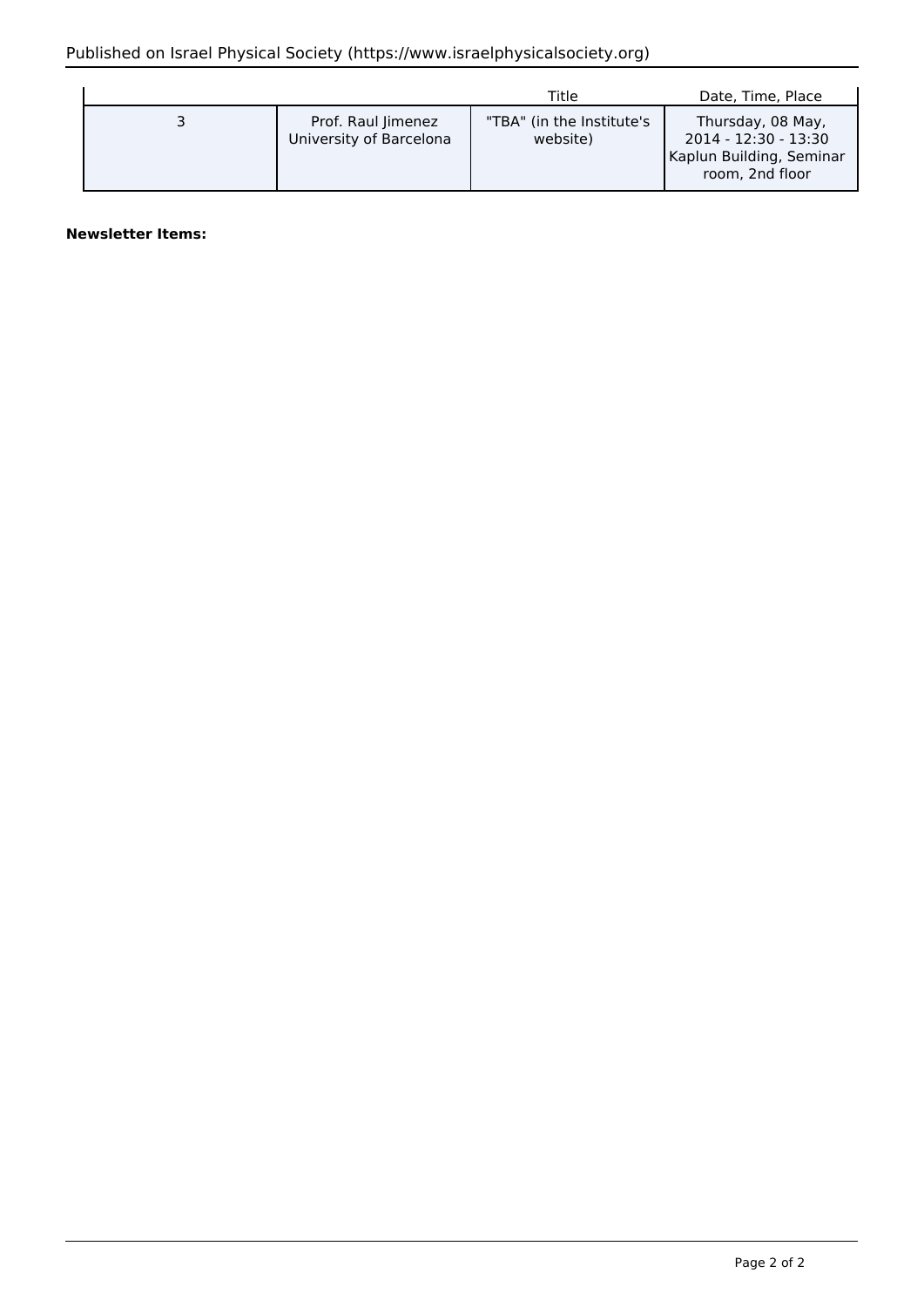| | | Title | Date, Time, Place |
|---|---|---|---|
| 3 | Prof. Raul Jimenez University of Barcelona | "TBA" (in the Institute's website) | Thursday, 08 May, 2014 - 12:30 - 13:30 Kaplun Building, Seminar room, 2nd floor |

**Newsletter Items:**